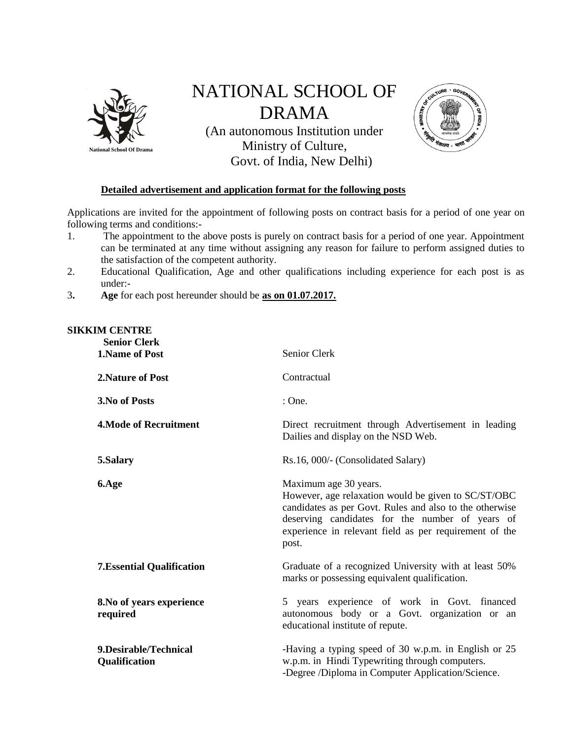# NATIONAL SCHOOL OF DRAMA

(An autonomous Institution under Ministry of Culture, Govt. of India, New Delhi)

**Detailed advertisement and application format for the following posts**

Applications are invited for the appointment of following posts on contract basis for a period of one year on following terms and conditions:-

1. The appointment to the above posts is purely on contract basis for a period of one year. Appointment can be terminated at any time without assigning any reason for failure to perform assigned duties to the satisfaction of the competent authority.
2. Educational Qualification, Age and other qualifications including experience for each post is as under:-
3. **Age** for each post hereunder should be **as on 01.07.2017.**

**SIKKIM CENTRE**

**Senior Clerk**

| | |
|---|---|
| **1.Name of Post** | Senior Clerk |
| **2.Nature of Post** | Contractual |
| **3.No of Posts** | : One. |
| **4.Mode of Recruitment** | Direct recruitment through Advertisement in leading Dailies and display on the NSD Web. |
| **5.Salary** | Rs.16, 000/- (Consolidated Salary) |
| **6.Age** | Maximum age 30 years. However, age relaxation would be given to SC/ST/OBC candidates as per Govt. Rules and also to the otherwise deserving candidates for the number of years of experience in relevant field as per requirement of the post. |
| **7.Essential Qualification** | Graduate of a recognized University with at least 50% marks or possessing equivalent qualification. |
| **8.No of years experience required** | 5 years experience of work in Govt. financed autonomous body or a Govt. organization or an educational institute of repute. |
| **9.Desirable/Technical Qualification** | -Having a typing speed of 30 w.p.m. in English or 25 w.p.m. in Hindi Typewriting through computers.<br>-Degree /Diploma in Computer Application/Science. |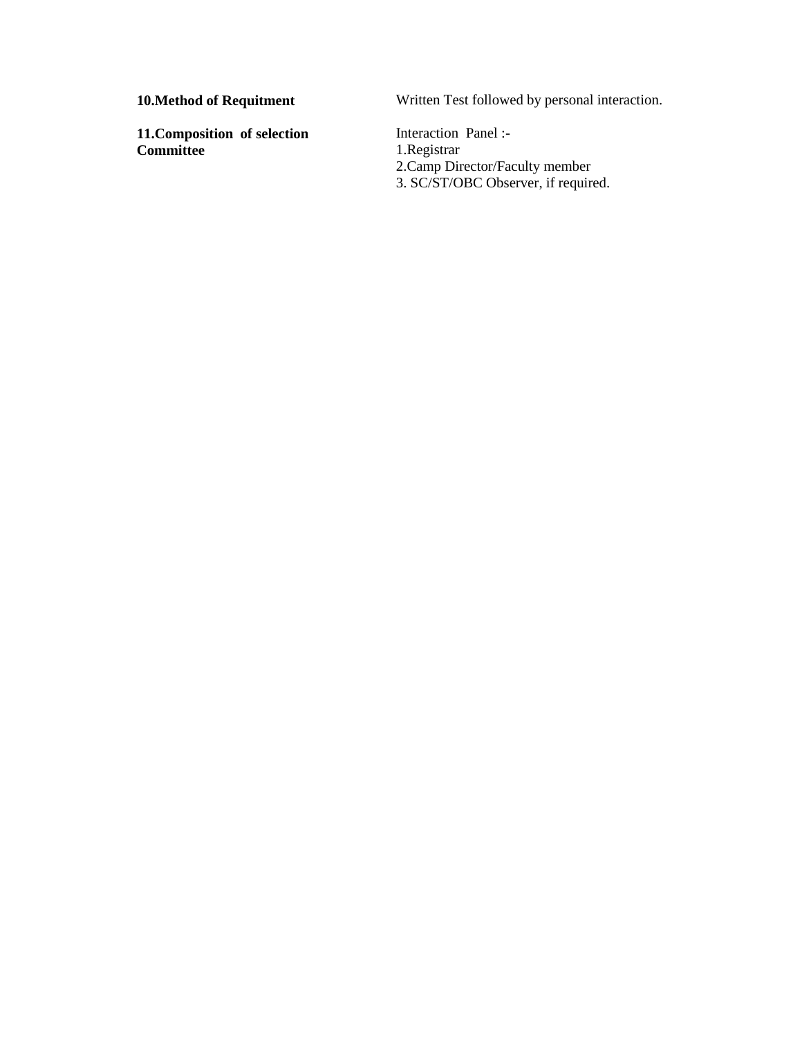| | |
|---|---|
| **10.Method of Requitment** | Written Test followed by personal interaction. |
| **11.Composition of selection Committee** | Interaction Panel :-<br>1.Registrar<br>2.Camp Director/Faculty member<br>3. SC/ST/OBC Observer, if required. |